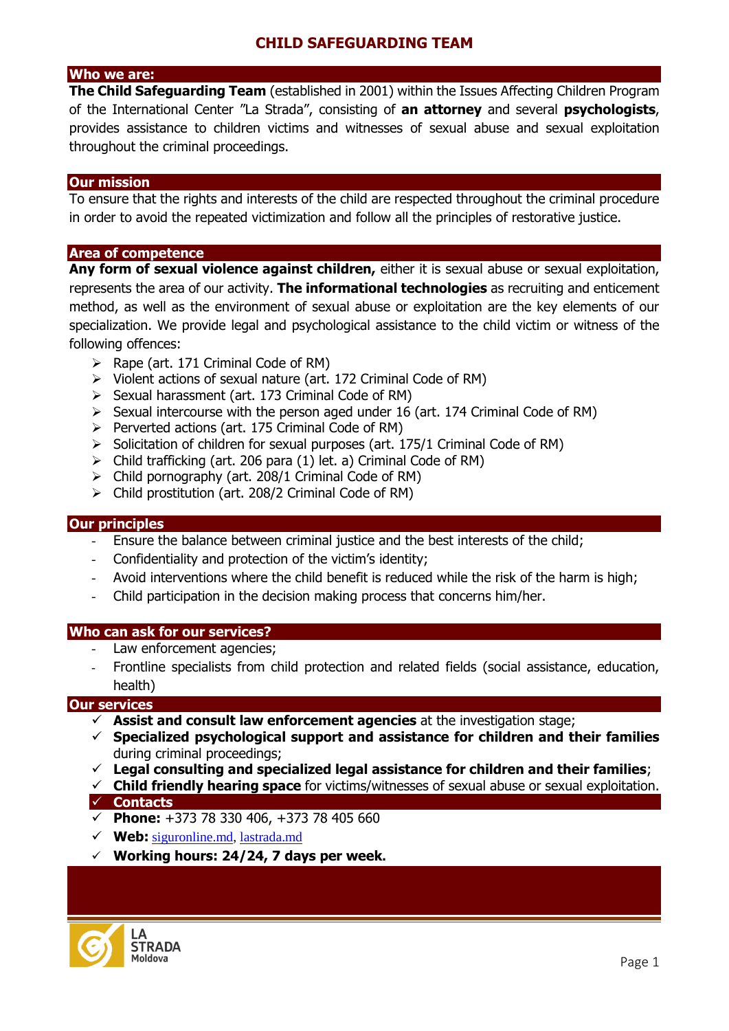# CHILD SAFEGUARDING TEAM

## Who we are:

**The Child Safeguarding Team** (established in 2001) within the Issues Affecting Children Program of the International Center "La Strada", consisting of **an attorney** and several **psychologists**, provides assistance to children victims and witnesses of sexual abuse and sexual exploitation throughout the criminal proceedings.

## Our mission

To ensure that the rights and interests of the child are respected throughout the criminal procedure in order to avoid the repeated victimization and follow all the principles of restorative justice.

## Area of competence

**Any form of sexual violence against children,** either it is sexual abuse or sexual exploitation, represents the area of our activity. **The informational technologies** as recruiting and enticement method, as well as the environment of sexual abuse or exploitation are the key elements of our specialization. We provide legal and psychological assistance to the child victim or witness of the following offences:

- Rape (art. 171 Criminal Code of RM)
- Violent actions of sexual nature (art. 172 Criminal Code of RM)
- Sexual harassment (art. 173 Criminal Code of RM)
- Sexual intercourse with the person aged under 16 (art. 174 Criminal Code of RM)
- Perverted actions (art. 175 Criminal Code of RM)
- Solicitation of children for sexual purposes (art. 175/1 Criminal Code of RM)
- Child trafficking (art. 206 para (1) let. a) Criminal Code of RM)
- Child pornography (art. 208/1 Criminal Code of RM)
- Child prostitution (art. 208/2 Criminal Code of RM)

## Our principles

- Ensure the balance between criminal justice and the best interests of the child;
- Confidentiality and protection of the victim's identity;
- Avoid interventions where the child benefit is reduced while the risk of the harm is high;
- Child participation in the decision making process that concerns him/her.

## Who can ask for our services?

- Law enforcement agencies;
- Frontline specialists from child protection and related fields (social assistance, education, health)

## Our services

- ✓ **Assist and consult law enforcement agencies** at the investigation stage;
- ✓ **Specialized psychological support and assistance for children and their families** during criminal proceedings;
- ✓ **Legal consulting and specialized legal assistance for children and their families**;
- ✓ **Child friendly hearing space** for victims/witnesses of sexual abuse or sexual exploitation.

## ✓ Contacts

- ✓ **Phone:** +373 78 330 406, +373 78 405 660
- ✓ **Web:** siguronline.md, lastrada.md
- ✓ **Working hours: 24/24, 7 days per week.**

LA STRADA Moldova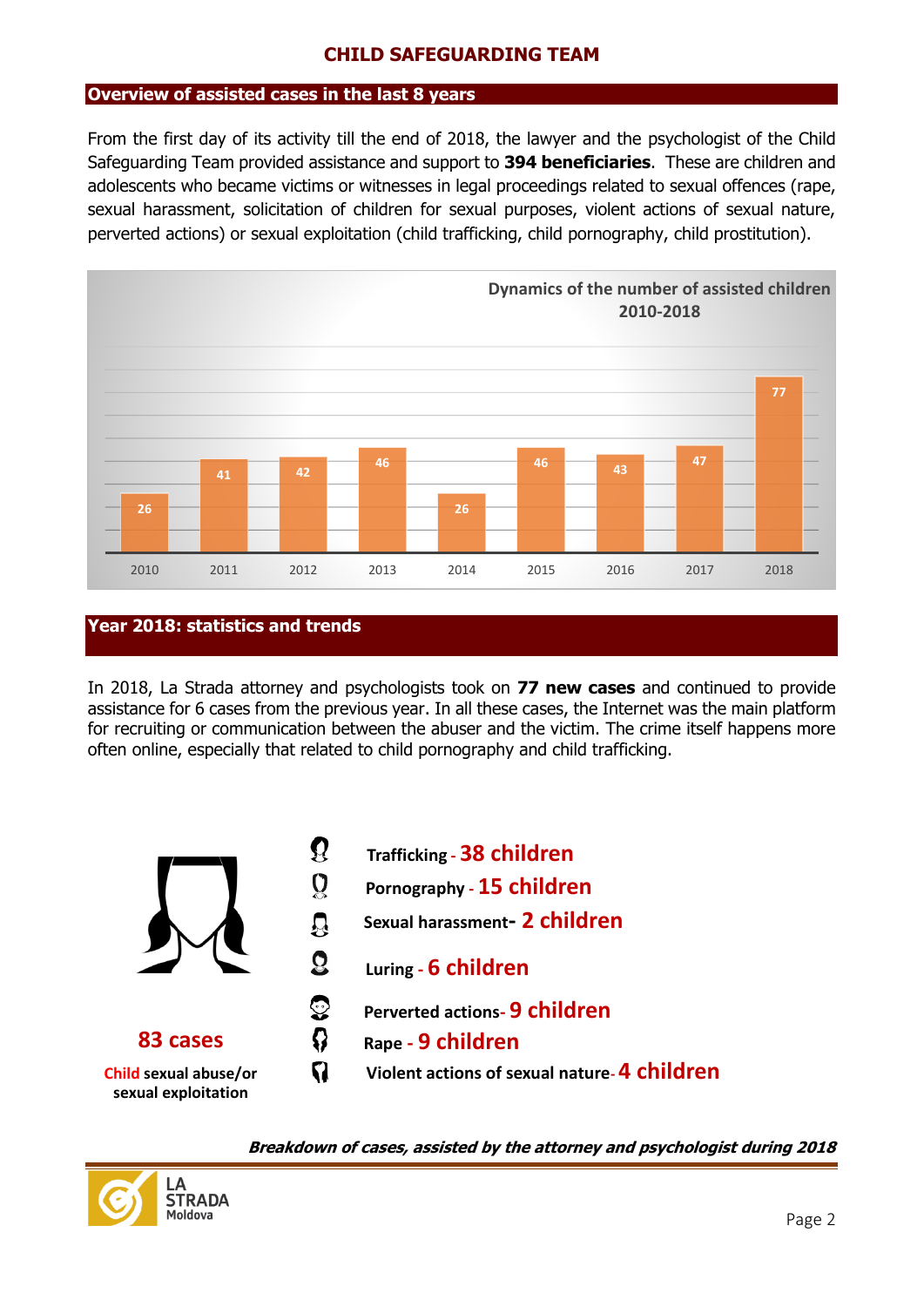# CHILD SAFEGUARDING TEAM

## Overview of assisted cases in the last 8 years

From the first day of its activity till the end of 2018, the lawyer and the psychologist of the Child Safeguarding Team provided assistance and support to **394 beneficiaries**. These are children and adolescents who became victims or witnesses in legal proceedings related to sexual offences (rape, sexual harassment, solicitation of children for sexual purposes, violent actions of sexual nature, perverted actions) or sexual exploitation (child trafficking, child pornography, child prostitution).

**Dynamics of the number of assisted children 2010-2018**

| Year | Number of assisted children |
|---|---|
| 2010 | 26 |
| 2011 | 41 |
| 2012 | 42 |
| 2013 | 46 |
| 2014 | 26 |
| 2015 | 46 |
| 2016 | 43 |
| 2017 | 47 |
| 2018 | 77 |

## Year 2018: statistics and trends

In 2018, La Strada attorney and psychologists took on **77 new cases** and continued to provide assistance for 6 cases from the previous year. In all these cases, the Internet was the main platform for recruiting or communication between the abuser and the victim. The crime itself happens more often online, especially that related to child pornography and child trafficking.

**83 cases**

Child sexual abuse/or sexual exploitation

- **Trafficking** - 38 children
- **Pornography** - 15 children
- **Sexual harassment** - 2 children
- **Luring** - 6 children
- **Perverted actions** - 9 children
- **Rape** - 9 children
- **Violent actions of sexual nature** - 4 children

***Breakdown of cases, assisted by the attorney and psychologist during 2018***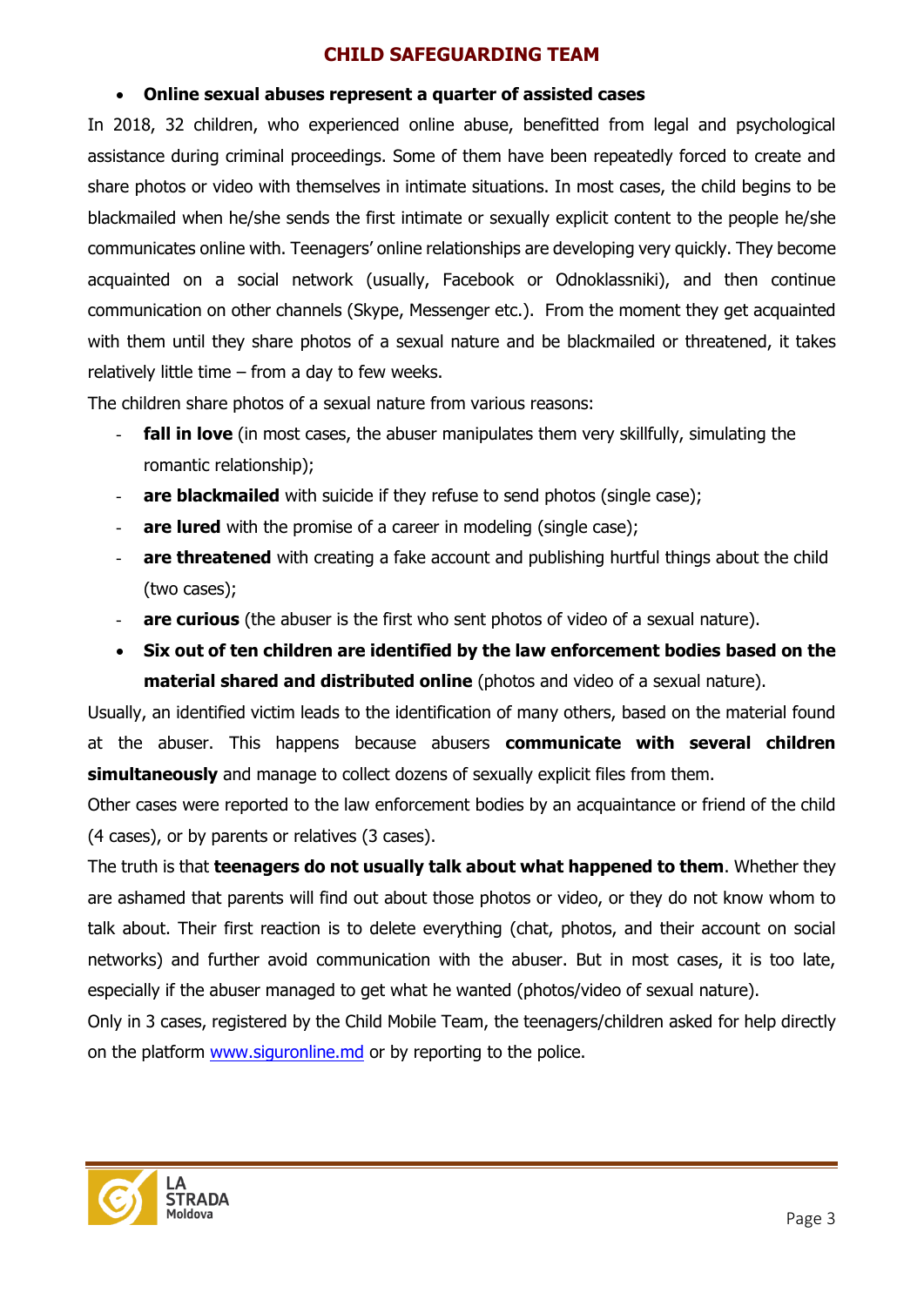- **Online sexual abuses represent a quarter of assisted cases**

In 2018, 32 children, who experienced online abuse, benefitted from legal and psychological assistance during criminal proceedings. Some of them have been repeatedly forced to create and share photos or video with themselves in intimate situations. In most cases, the child begins to be blackmailed when he/she sends the first intimate or sexually explicit content to the people he/she communicates online with. Teenagers' online relationships are developing very quickly. They become acquainted on a social network (usually, Facebook or Odnoklassniki), and then continue communication on other channels (Skype, Messenger etc.). From the moment they get acquainted with them until they share photos of a sexual nature and be blackmailed or threatened, it takes relatively little time – from a day to few weeks.

The children share photos of a sexual nature from various reasons:

- **fall in love** (in most cases, the abuser manipulates them very skillfully, simulating the romantic relationship);
- **are blackmailed** with suicide if they refuse to send photos (single case);
- **are lured** with the promise of a career in modeling (single case);
- **are threatened** with creating a fake account and publishing hurtful things about the child (two cases);
- **are curious** (the abuser is the first who sent photos of video of a sexual nature).

- **Six out of ten children are identified by the law enforcement bodies based on the material shared and distributed online** (photos and video of a sexual nature).

Usually, an identified victim leads to the identification of many others, based on the material found at the abuser. This happens because abusers **communicate with several children simultaneously** and manage to collect dozens of sexually explicit files from them.

Other cases were reported to the law enforcement bodies by an acquaintance or friend of the child (4 cases), or by parents or relatives (3 cases).

The truth is that **teenagers do not usually talk about what happened to them**. Whether they are ashamed that parents will find out about those photos or video, or they do not know whom to talk about. Their first reaction is to delete everything (chat, photos, and their account on social networks) and further avoid communication with the abuser. But in most cases, it is too late, especially if the abuser managed to get what he wanted (photos/video of sexual nature).

Only in 3 cases, registered by the Child Mobile Team, the teenagers/children asked for help directly on the platform [www.siguronline.md](http://www.siguronline.md) or by reporting to the police.